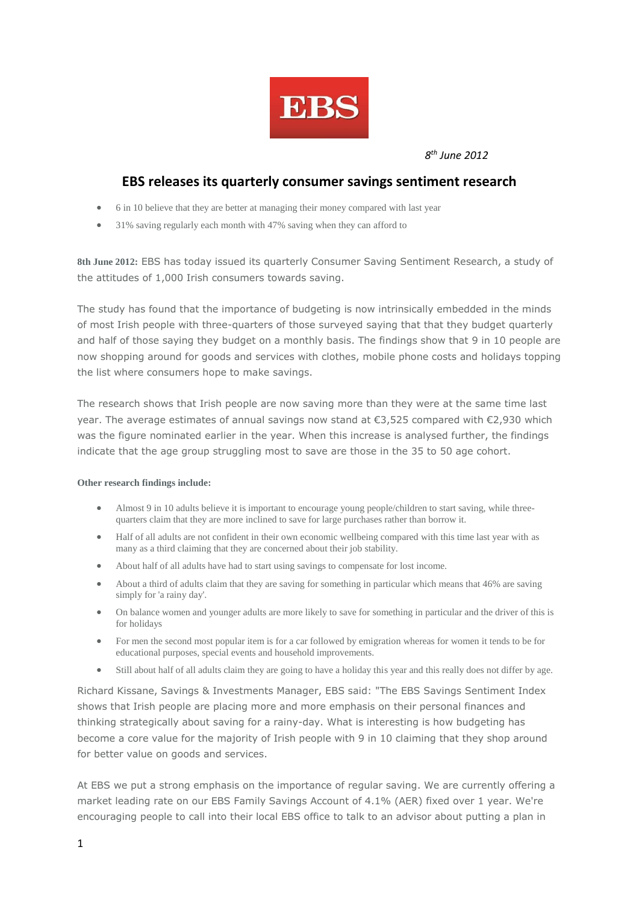EBS

*8th June 2012*

# EBS releases its quarterly consumer savings sentiment research

- 6 in 10 believe that they are better at managing their money compared with last year
- 31% saving regularly each month with 47% saving when they can afford to

**8th June 2012:** EBS has today issued its quarterly Consumer Saving Sentiment Research, a study of the attitudes of 1,000 Irish consumers towards saving.

The study has found that the importance of budgeting is now intrinsically embedded in the minds of most Irish people with three-quarters of those surveyed saying that that they budget quarterly and half of those saying they budget on a monthly basis. The findings show that 9 in 10 people are now shopping around for goods and services with clothes, mobile phone costs and holidays topping the list where consumers hope to make savings.

The research shows that Irish people are now saving more than they were at the same time last year. The average estimates of annual savings now stand at €3,525 compared with €2,930 which was the figure nominated earlier in the year. When this increase is analysed further, the findings indicate that the age group struggling most to save are those in the 35 to 50 age cohort.

**Other research findings include:**

- Almost 9 in 10 adults believe it is important to encourage young people/children to start saving, while three-quarters claim that they are more inclined to save for large purchases rather than borrow it.
- Half of all adults are not confident in their own economic wellbeing compared with this time last year with as many as a third claiming that they are concerned about their job stability.
- About half of all adults have had to start using savings to compensate for lost income.
- About a third of adults claim that they are saving for something in particular which means that 46% are saving simply for 'a rainy day'.
- On balance women and younger adults are more likely to save for something in particular and the driver of this is for holidays
- For men the second most popular item is for a car followed by emigration whereas for women it tends to be for educational purposes, special events and household improvements.
- Still about half of all adults claim they are going to have a holiday this year and this really does not differ by age.

Richard Kissane, Savings & Investments Manager, EBS said: "The EBS Savings Sentiment Index shows that Irish people are placing more and more emphasis on their personal finances and thinking strategically about saving for a rainy-day. What is interesting is how budgeting has become a core value for the majority of Irish people with 9 in 10 claiming that they shop around for better value on goods and services.

At EBS we put a strong emphasis on the importance of regular saving. We are currently offering a market leading rate on our EBS Family Savings Account of 4.1% (AER) fixed over 1 year. We're encouraging people to call into their local EBS office to talk to an advisor about putting a plan in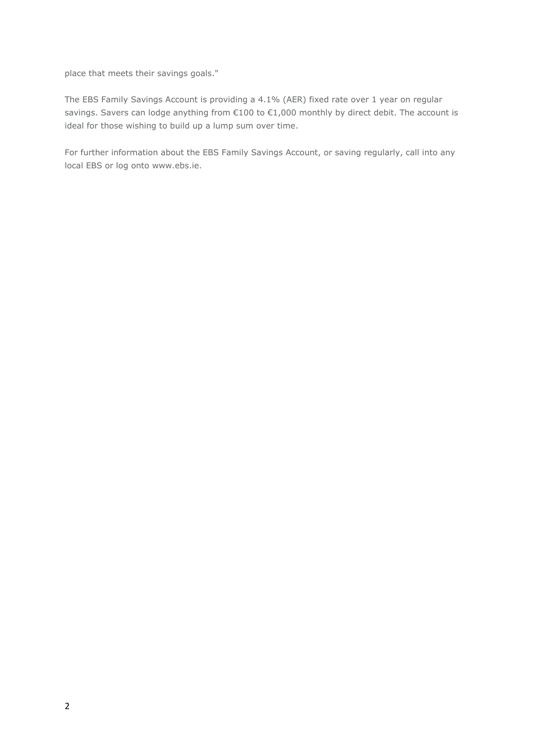place that meets their savings goals."

The EBS Family Savings Account is providing a 4.1% (AER) fixed rate over 1 year on regular savings. Savers can lodge anything from €100 to €1,000 monthly by direct debit. The account is ideal for those wishing to build up a lump sum over time.

For further information about the EBS Family Savings Account, or saving regularly, call into any local EBS or log onto www.ebs.ie.